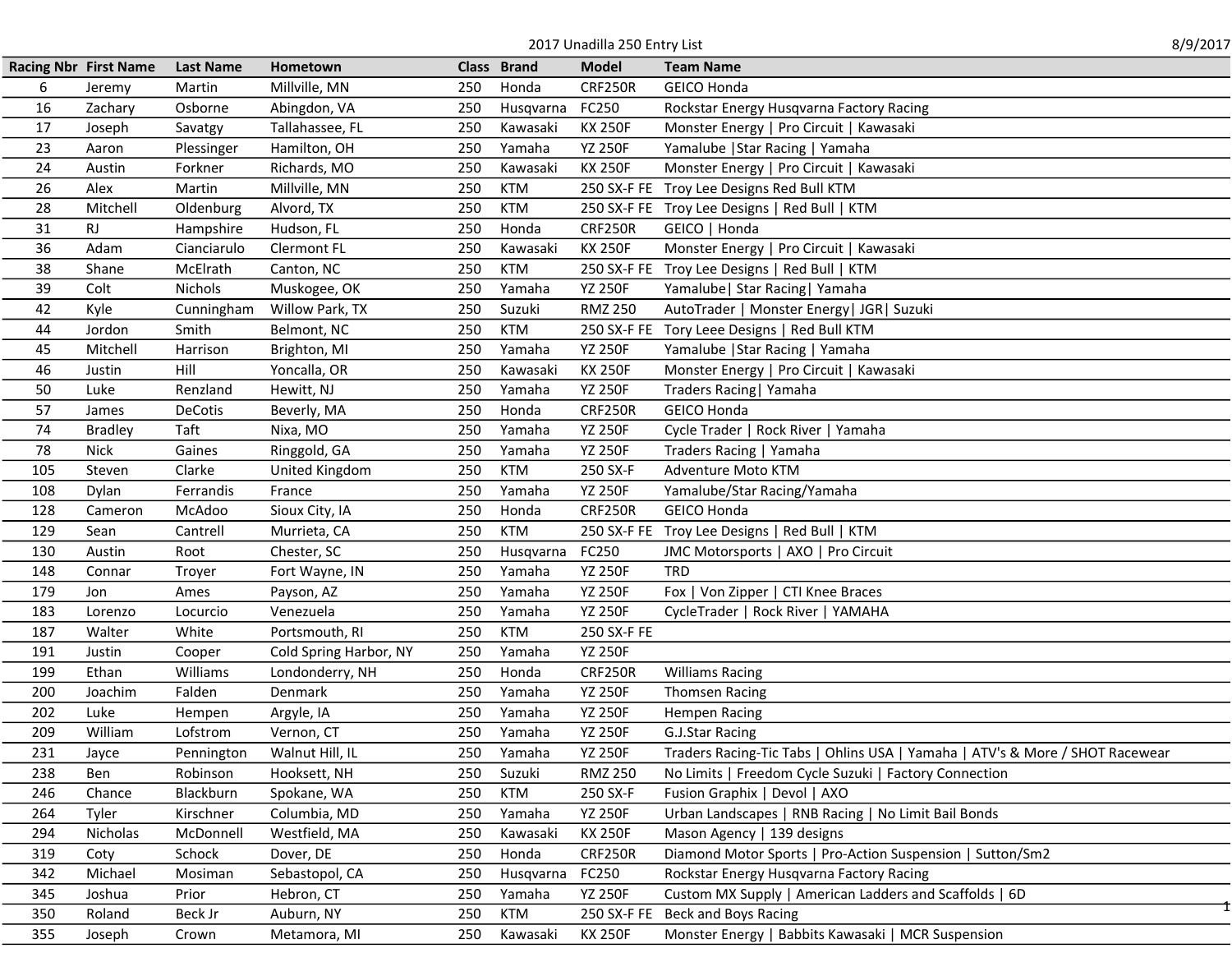# 2017 Unadilla 250 Entry List

8/9/2017

| Racing Nbr | First Name | Last Name | Hometown | Class | Brand | Model | Team Name |
|---|---|---|---|---|---|---|---|
| 6 | Jeremy | Martin | Millville, MN | 250 | Honda | CRF250R | GEICO Honda |
| 16 | Zachary | Osborne | Abingdon, VA | 250 | Husqvarna | FC250 | Rockstar Energy Husqvarna Factory Racing |
| 17 | Joseph | Savatgy | Tallahassee, FL | 250 | Kawasaki | KX 250F | Monster Energy \| Pro Circuit \| Kawasaki |
| 23 | Aaron | Plessinger | Hamilton, OH | 250 | Yamaha | YZ 250F | Yamalube \|Star Racing \| Yamaha |
| 24 | Austin | Forkner | Richards, MO | 250 | Kawasaki | KX 250F | Monster Energy \| Pro Circuit \| Kawasaki |
| 26 | Alex | Martin | Millville, MN | 250 | KTM | 250 SX-F FE | Troy Lee Designs Red Bull KTM |
| 28 | Mitchell | Oldenburg | Alvord, TX | 250 | KTM | 250 SX-F FE | Troy Lee Designs \| Red Bull \| KTM |
| 31 | RJ | Hampshire | Hudson, FL | 250 | Honda | CRF250R | GEICO \| Honda |
| 36 | Adam | Cianciarulo | Clermont FL | 250 | Kawasaki | KX 250F | Monster Energy \| Pro Circuit \| Kawasaki |
| 38 | Shane | McElrath | Canton, NC | 250 | KTM | 250 SX-F FE | Troy Lee Designs \| Red Bull \| KTM |
| 39 | Colt | Nichols | Muskogee, OK | 250 | Yamaha | YZ 250F | Yamalube\| Star Racing\| Yamaha |
| 42 | Kyle | Cunningham | Willow Park, TX | 250 | Suzuki | RMZ 250 | AutoTrader \| Monster Energy\| JGR\| Suzuki |
| 44 | Jordon | Smith | Belmont, NC | 250 | KTM | 250 SX-F FE | Tory Leee Designs \| Red Bull KTM |
| 45 | Mitchell | Harrison | Brighton, MI | 250 | Yamaha | YZ 250F | Yamalube \|Star Racing \| Yamaha |
| 46 | Justin | Hill | Yoncalla, OR | 250 | Kawasaki | KX 250F | Monster Energy \| Pro Circuit \| Kawasaki |
| 50 | Luke | Renzland | Hewitt, NJ | 250 | Yamaha | YZ 250F | Traders Racing\| Yamaha |
| 57 | James | DeCotis | Beverly, MA | 250 | Honda | CRF250R | GEICO Honda |
| 74 | Bradley | Taft | Nixa, MO | 250 | Yamaha | YZ 250F | Cycle Trader \| Rock River \| Yamaha |
| 78 | Nick | Gaines | Ringgold, GA | 250 | Yamaha | YZ 250F | Traders Racing \| Yamaha |
| 105 | Steven | Clarke | United Kingdom | 250 | KTM | 250 SX-F | Adventure Moto KTM |
| 108 | Dylan | Ferrandis | France | 250 | Yamaha | YZ 250F | Yamalube/Star Racing/Yamaha |
| 128 | Cameron | McAdoo | Sioux City, IA | 250 | Honda | CRF250R | GEICO Honda |
| 129 | Sean | Cantrell | Murrieta, CA | 250 | KTM | 250 SX-F FE | Troy Lee Designs \| Red Bull \| KTM |
| 130 | Austin | Root | Chester, SC | 250 | Husqvarna | FC250 | JMC Motorsports \| AXO \| Pro Circuit |
| 148 | Connar | Troyer | Fort Wayne, IN | 250 | Yamaha | YZ 250F | TRD |
| 179 | Jon | Ames | Payson, AZ | 250 | Yamaha | YZ 250F | Fox \| Von Zipper \| CTI Knee Braces |
| 183 | Lorenzo | Locurcio | Venezuela | 250 | Yamaha | YZ 250F | CycleTrader \| Rock River \| YAMAHA |
| 187 | Walter | White | Portsmouth, RI | 250 | KTM | 250 SX-F FE | |
| 191 | Justin | Cooper | Cold Spring Harbor, NY | 250 | Yamaha | YZ 250F | |
| 199 | Ethan | Williams | Londonderry, NH | 250 | Honda | CRF250R | Williams Racing |
| 200 | Joachim | Falden | Denmark | 250 | Yamaha | YZ 250F | Thomsen Racing |
| 202 | Luke | Hempen | Argyle, IA | 250 | Yamaha | YZ 250F | Hempen Racing |
| 209 | William | Lofstrom | Vernon, CT | 250 | Yamaha | YZ 250F | G.J.Star Racing |
| 231 | Jayce | Pennington | Walnut Hill, IL | 250 | Yamaha | YZ 250F | Traders Racing-Tic Tabs \| Ohlins USA \| Yamaha \| ATV's & More / SHOT Racewear |
| 238 | Ben | Robinson | Hooksett, NH | 250 | Suzuki | RMZ 250 | No Limits \| Freedom Cycle Suzuki \| Factory Connection |
| 246 | Chance | Blackburn | Spokane, WA | 250 | KTM | 250 SX-F | Fusion Graphix \| Devol \| AXO |
| 264 | Tyler | Kirschner | Columbia, MD | 250 | Yamaha | YZ 250F | Urban Landscapes \| RNB Racing \| No Limit Bail Bonds |
| 294 | Nicholas | McDonnell | Westfield, MA | 250 | Kawasaki | KX 250F | Mason Agency \| 139 designs |
| 319 | Coty | Schock | Dover, DE | 250 | Honda | CRF250R | Diamond Motor Sports \| Pro-Action Suspension \| Sutton/Sm2 |
| 342 | Michael | Mosiman | Sebastopol, CA | 250 | Husqvarna | FC250 | Rockstar Energy Husqvarna Factory Racing |
| 345 | Joshua | Prior | Hebron, CT | 250 | Yamaha | YZ 250F | Custom MX Supply \| American Ladders and Scaffolds \| 6D |
| 350 | Roland | Beck Jr | Auburn, NY | 250 | KTM | 250 SX-F FE | Beck and Boys Racing |
| 355 | Joseph | Crown | Metamora, MI | 250 | Kawasaki | KX 250F | Monster Energy \| Babbits Kawasaki \| MCR Suspension |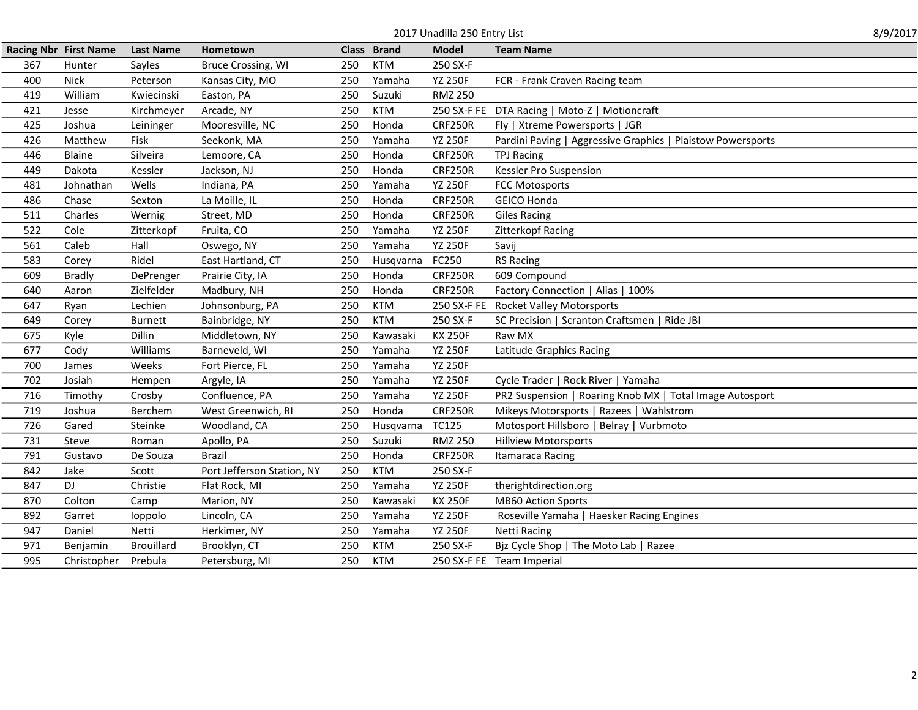2017 Unadilla 250 Entry List

8/9/2017

| Racing Nbr | First Name | Last Name | Hometown | Class | Brand | Model | Team Name |
|---|---|---|---|---|---|---|---|
| 367 | Hunter | Sayles | Bruce Crossing, WI | 250 | KTM | 250 SX-F | |
| 400 | Nick | Peterson | Kansas City, MO | 250 | Yamaha | YZ 250F | FCR - Frank Craven Racing team |
| 419 | William | Kwiecinski | Easton, PA | 250 | Suzuki | RMZ 250 | |
| 421 | Jesse | Kirchmeyer | Arcade, NY | 250 | KTM | 250 SX-F FE | DTA Racing \| Moto-Z \| Motioncraft |
| 425 | Joshua | Leininger | Mooresville, NC | 250 | Honda | CRF250R | Fly \| Xtreme Powersports \| JGR |
| 426 | Matthew | Fisk | Seekonk, MA | 250 | Yamaha | YZ 250F | Pardini Paving \| Aggressive Graphics \| Plaistow Powersports |
| 446 | Blaine | Silveira | Lemoore, CA | 250 | Honda | CRF250R | TPJ Racing |
| 449 | Dakota | Kessler | Jackson, NJ | 250 | Honda | CRF250R | Kessler Pro Suspension |
| 481 | Johnathan | Wells | Indiana, PA | 250 | Yamaha | YZ 250F | FCC Motosports |
| 486 | Chase | Sexton | La Moille, IL | 250 | Honda | CRF250R | GEICO Honda |
| 511 | Charles | Wernig | Street, MD | 250 | Honda | CRF250R | Giles Racing |
| 522 | Cole | Zitterkopf | Fruita, CO | 250 | Yamaha | YZ 250F | Zitterkopf Racing |
| 561 | Caleb | Hall | Oswego, NY | 250 | Yamaha | YZ 250F | Savij |
| 583 | Corey | Ridel | East Hartland, CT | 250 | Husqvarna | FC250 | RS Racing |
| 609 | Bradly | DePrenger | Prairie City, IA | 250 | Honda | CRF250R | 609 Compound |
| 640 | Aaron | Zielfelder | Madbury, NH | 250 | Honda | CRF250R | Factory Connection \| Alias \| 100% |
| 647 | Ryan | Lechien | Johnsonburg, PA | 250 | KTM | 250 SX-F FE | Rocket Valley Motorsports |
| 649 | Corey | Burnett | Bainbridge, NY | 250 | KTM | 250 SX-F | SC Precision \| Scranton Craftsmen \| Ride JBI |
| 675 | Kyle | Dillin | Middletown, NY | 250 | Kawasaki | KX 250F | Raw MX |
| 677 | Cody | Williams | Barneveld, WI | 250 | Yamaha | YZ 250F | Latitude Graphics Racing |
| 700 | James | Weeks | Fort Pierce, FL | 250 | Yamaha | YZ 250F | |
| 702 | Josiah | Hempen | Argyle, IA | 250 | Yamaha | YZ 250F | Cycle Trader \| Rock River \| Yamaha |
| 716 | Timothy | Crosby | Confluence, PA | 250 | Yamaha | YZ 250F | PR2 Suspension \| Roaring Knob MX \| Total Image Autosport |
| 719 | Joshua | Berchem | West Greenwich, RI | 250 | Honda | CRF250R | Mikeys Motorsports \| Razees \| Wahlstrom |
| 726 | Gared | Steinke | Woodland, CA | 250 | Husqvarna | TC125 | Motosport Hillsboro \| Belray \| Vurbmoto |
| 731 | Steve | Roman | Apollo, PA | 250 | Suzuki | RMZ 250 | Hillview Motorsports |
| 791 | Gustavo | De Souza | Brazil | 250 | Honda | CRF250R | Itamaraca Racing |
| 842 | Jake | Scott | Port Jefferson Station, NY | 250 | KTM | 250 SX-F | |
| 847 | DJ | Christie | Flat Rock, MI | 250 | Yamaha | YZ 250F | therightdirection.org |
| 870 | Colton | Camp | Marion, NY | 250 | Kawasaki | KX 250F | MB60 Action Sports |
| 892 | Garret | Ioppolo | Lincoln, CA | 250 | Yamaha | YZ 250F | Roseville Yamaha \| Haesker Racing Engines |
| 947 | Daniel | Netti | Herkimer, NY | 250 | Yamaha | YZ 250F | Netti Racing |
| 971 | Benjamin | Brouillard | Brooklyn, CT | 250 | KTM | 250 SX-F | Bjz Cycle Shop \| The Moto Lab \| Razee |
| 995 | Christopher | Prebula | Petersburg, MI | 250 | KTM | 250 SX-F FE | Team Imperial |